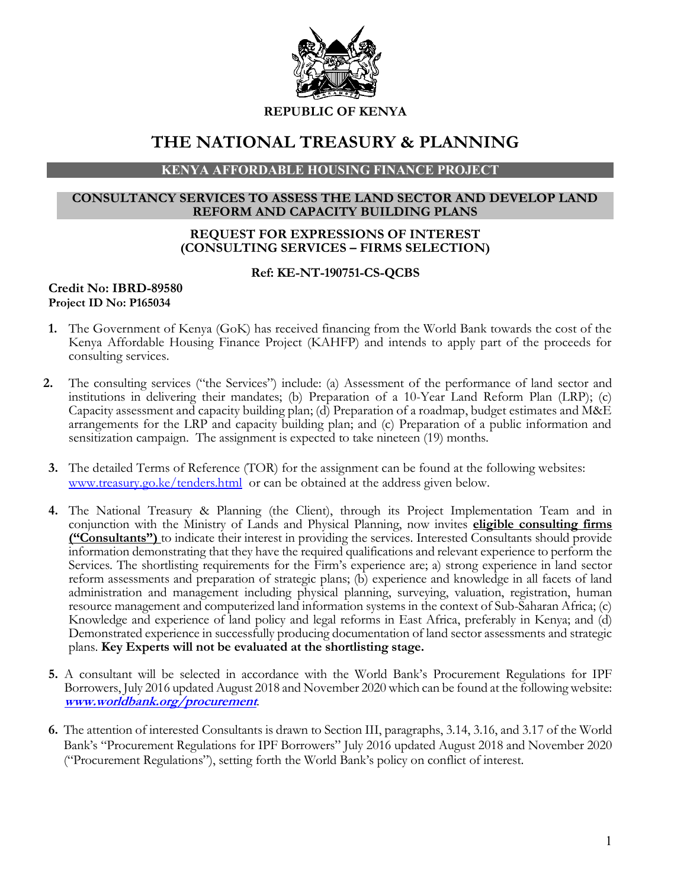**REPUBLIC OF KENYA**

# THE NATIONAL TREASURY & PLANNING

## KENYA AFFORDABLE HOUSING FINANCE PROJECT

### CONSULTANCY SERVICES TO ASSESS THE LAND SECTOR AND DEVELOP LAND REFORM AND CAPACITY BUILDING PLANS

### REQUEST FOR EXPRESSIONS OF INTEREST (CONSULTING SERVICES – FIRMS SELECTION)

**Ref: KE-NT-190751-CS-QCBS**

**Credit No: IBRD-89580**
**Project ID No: P165034**

1. The Government of Kenya (GoK) has received financing from the World Bank towards the cost of the Kenya Affordable Housing Finance Project (KAHFP) and intends to apply part of the proceeds for consulting services.

2. The consulting services ("the Services") include: (a) Assessment of the performance of land sector and institutions in delivering their mandates; (b) Preparation of a 10-Year Land Reform Plan (LRP); (c) Capacity assessment and capacity building plan; (d) Preparation of a roadmap, budget estimates and M&E arrangements for the LRP and capacity building plan; and (c) Preparation of a public information and sensitization campaign. The assignment is expected to take nineteen (19) months.

3. The detailed Terms of Reference (TOR) for the assignment can be found at the following websites: www.treasury.go.ke/tenders.html or can be obtained at the address given below.

4. The National Treasury & Planning (the Client), through its Project Implementation Team and in conjunction with the Ministry of Lands and Physical Planning, now invites **eligible consulting firms ("Consultants")** to indicate their interest in providing the services. Interested Consultants should provide information demonstrating that they have the required qualifications and relevant experience to perform the Services. The shortlisting requirements for the Firm's experience are; a) strong experience in land sector reform assessments and preparation of strategic plans; (b) experience and knowledge in all facets of land administration and management including physical planning, surveying, valuation, registration, human resource management and computerized land information systems in the context of Sub-Saharan Africa; (c) Knowledge and experience of land policy and legal reforms in East Africa, preferably in Kenya; and (d) Demonstrated experience in successfully producing documentation of land sector assessments and strategic plans. **Key Experts will not be evaluated at the shortlisting stage.**

5. A consultant will be selected in accordance with the World Bank's Procurement Regulations for IPF Borrowers, July 2016 updated August 2018 and November 2020 which can be found at the following website: ***www.worldbank.org/procurement***.

6. The attention of interested Consultants is drawn to Section III, paragraphs, 3.14, 3.16, and 3.17 of the World Bank's "Procurement Regulations for IPF Borrowers" July 2016 updated August 2018 and November 2020 ("Procurement Regulations"), setting forth the World Bank's policy on conflict of interest.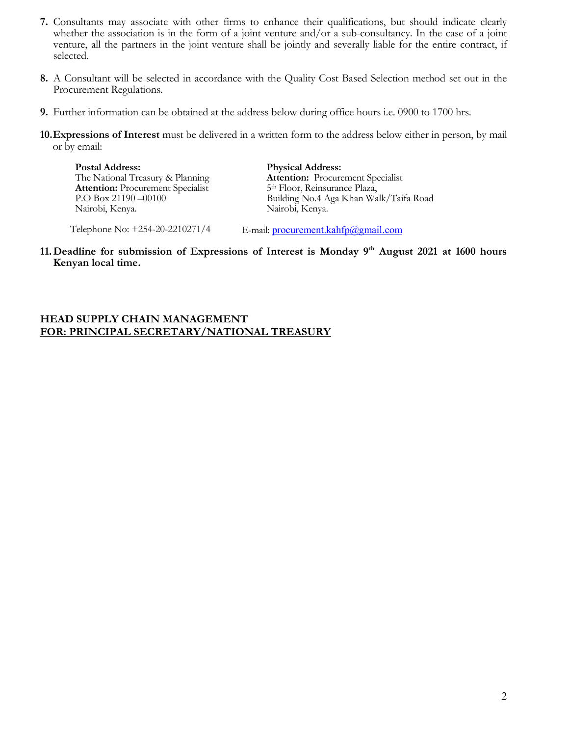7. Consultants may associate with other firms to enhance their qualifications, but should indicate clearly whether the association is in the form of a joint venture and/or a sub-consultancy. In the case of a joint venture, all the partners in the joint venture shall be jointly and severally liable for the entire contract, if selected.

8. A Consultant will be selected in accordance with the Quality Cost Based Selection method set out in the Procurement Regulations.

9. Further information can be obtained at the address below during office hours i.e. 0900 to 1700 hrs.

10. **Expressions of Interest** must be delivered in a written form to the address below either in person, by mail or by email:

**Postal Address:**
The National Treasury & Planning
**Attention:** Procurement Specialist
P.O Box 21190 –00100
Nairobi, Kenya.

**Physical Address:**
**Attention:** Procurement Specialist
5th Floor, Reinsurance Plaza,
Building No.4 Aga Khan Walk/Taifa Road
Nairobi, Kenya.

Telephone No: +254-20-2210271/4

E-mail: procurement.kahfp@gmail.com

11. **Deadline for submission of Expressions of Interest is Monday 9th August 2021 at 1600 hours Kenyan local time.**

**HEAD SUPPLY CHAIN MANAGEMENT**
**FOR: PRINCIPAL SECRETARY/NATIONAL TREASURY**